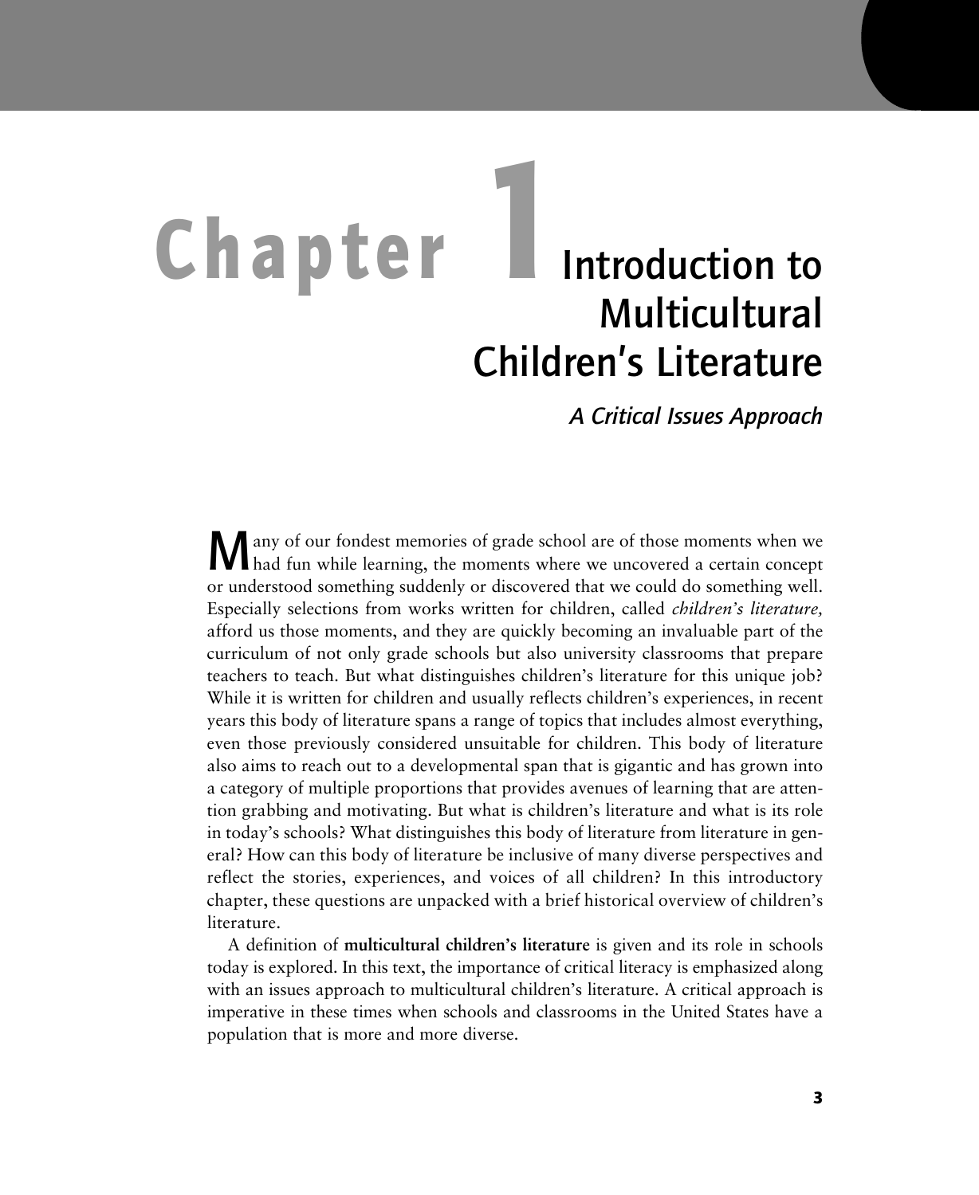# Chapter 1 Introduction to Multicultural Children's Literature

## *A Critical Issues Approach*

Many of our fondest memories of grade school are of those moments when we had fun while learning, the moments where we uncovered a certain concept or understood something suddenly or discovered that we could do something well. Especially selections from works written for children, called *children's literature,* afford us those moments, and they are quickly becoming an invaluable part of the curriculum of not only grade schools but also university classrooms that prepare teachers to teach. But what distinguishes children's literature for this unique job? While it is written for children and usually reflects children's experiences, in recent years this body of literature spans a range of topics that includes almost everything, even those previously considered unsuitable for children. This body of literature also aims to reach out to a developmental span that is gigantic and has grown into a category of multiple proportions that provides avenues of learning that are attention grabbing and motivating. But what is children's literature and what is its role in today's schools? What distinguishes this body of literature from literature in general? How can this body of literature be inclusive of many diverse perspectives and reflect the stories, experiences, and voices of all children? In this introductory chapter, these questions are unpacked with a brief historical overview of children's literature.

A definition of **multicultural children's literature** is given and its role in schools today is explored. In this text, the importance of critical literacy is emphasized along with an issues approach to multicultural children's literature. A critical approach is imperative in these times when schools and classrooms in the United States have a population that is more and more diverse.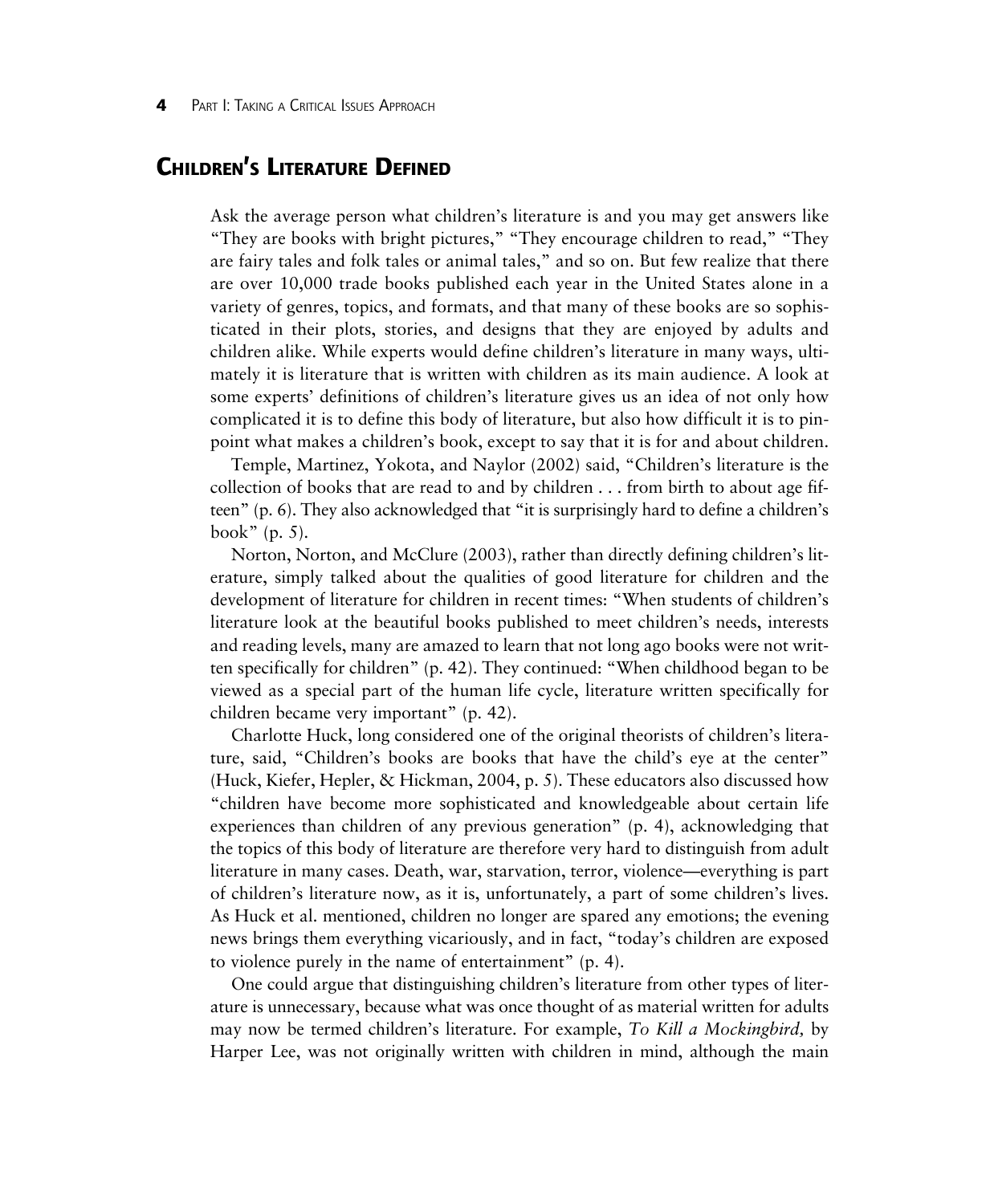## Children's Literature Defined

Ask the average person what children's literature is and you may get answers like "They are books with bright pictures," "They encourage children to read," "They are fairy tales and folk tales or animal tales," and so on. But few realize that there are over 10,000 trade books published each year in the United States alone in a variety of genres, topics, and formats, and that many of these books are so sophisticated in their plots, stories, and designs that they are enjoyed by adults and children alike. While experts would define children's literature in many ways, ultimately it is literature that is written with children as its main audience. A look at some experts' definitions of children's literature gives us an idea of not only how complicated it is to define this body of literature, but also how difficult it is to pinpoint what makes a children's book, except to say that it is for and about children.

Temple, Martinez, Yokota, and Naylor (2002) said, "Children's literature is the collection of books that are read to and by children . . . from birth to about age fifteen" (p. 6). They also acknowledged that "it is surprisingly hard to define a children's book" (p. 5).

Norton, Norton, and McClure (2003), rather than directly defining children's literature, simply talked about the qualities of good literature for children and the development of literature for children in recent times: "When students of children's literature look at the beautiful books published to meet children's needs, interests and reading levels, many are amazed to learn that not long ago books were not written specifically for children" (p. 42). They continued: "When childhood began to be viewed as a special part of the human life cycle, literature written specifically for children became very important" (p. 42).

Charlotte Huck, long considered one of the original theorists of children's literature, said, "Children's books are books that have the child's eye at the center" (Huck, Kiefer, Hepler, & Hickman, 2004, p. 5). These educators also discussed how "children have become more sophisticated and knowledgeable about certain life experiences than children of any previous generation" (p. 4), acknowledging that the topics of this body of literature are therefore very hard to distinguish from adult literature in many cases. Death, war, starvation, terror, violence—everything is part of children's literature now, as it is, unfortunately, a part of some children's lives. As Huck et al. mentioned, children no longer are spared any emotions; the evening news brings them everything vicariously, and in fact, "today's children are exposed to violence purely in the name of entertainment" (p. 4).

One could argue that distinguishing children's literature from other types of literature is unnecessary, because what was once thought of as material written for adults may now be termed children's literature. For example, *To Kill a Mockingbird,* by Harper Lee, was not originally written with children in mind, although the main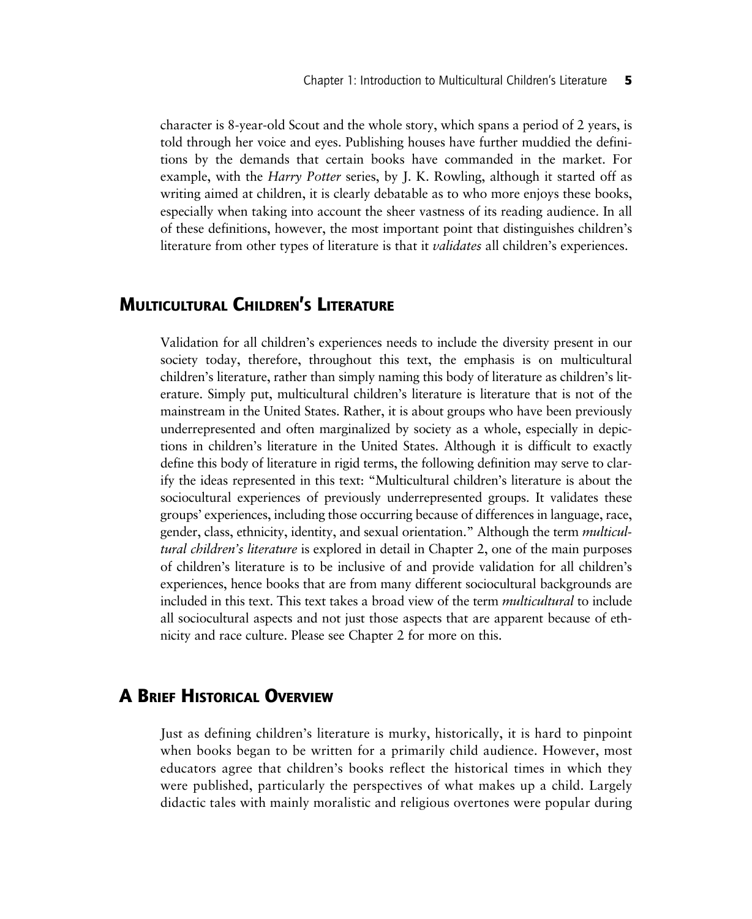character is 8-year-old Scout and the whole story, which spans a period of 2 years, is told through her voice and eyes. Publishing houses have further muddied the definitions by the demands that certain books have commanded in the market. For example, with the *Harry Potter* series, by J. K. Rowling, although it started off as writing aimed at children, it is clearly debatable as to who more enjoys these books, especially when taking into account the sheer vastness of its reading audience. In all of these definitions, however, the most important point that distinguishes children's literature from other types of literature is that it *validates* all children's experiences.

## Multicultural Children's Literature

Validation for all children's experiences needs to include the diversity present in our society today, therefore, throughout this text, the emphasis is on multicultural children's literature, rather than simply naming this body of literature as children's literature. Simply put, multicultural children's literature is literature that is not of the mainstream in the United States. Rather, it is about groups who have been previously underrepresented and often marginalized by society as a whole, especially in depictions in children's literature in the United States. Although it is difficult to exactly define this body of literature in rigid terms, the following definition may serve to clarify the ideas represented in this text: "Multicultural children's literature is about the sociocultural experiences of previously underrepresented groups. It validates these groups' experiences, including those occurring because of differences in language, race, gender, class, ethnicity, identity, and sexual orientation." Although the term *multicultural children's literature* is explored in detail in Chapter 2, one of the main purposes of children's literature is to be inclusive of and provide validation for all children's experiences, hence books that are from many different sociocultural backgrounds are included in this text. This text takes a broad view of the term *multicultural* to include all sociocultural aspects and not just those aspects that are apparent because of ethnicity and race culture. Please see Chapter 2 for more on this.

## A Brief Historical Overview

Just as defining children's literature is murky, historically, it is hard to pinpoint when books began to be written for a primarily child audience. However, most educators agree that children's books reflect the historical times in which they were published, particularly the perspectives of what makes up a child. Largely didactic tales with mainly moralistic and religious overtones were popular during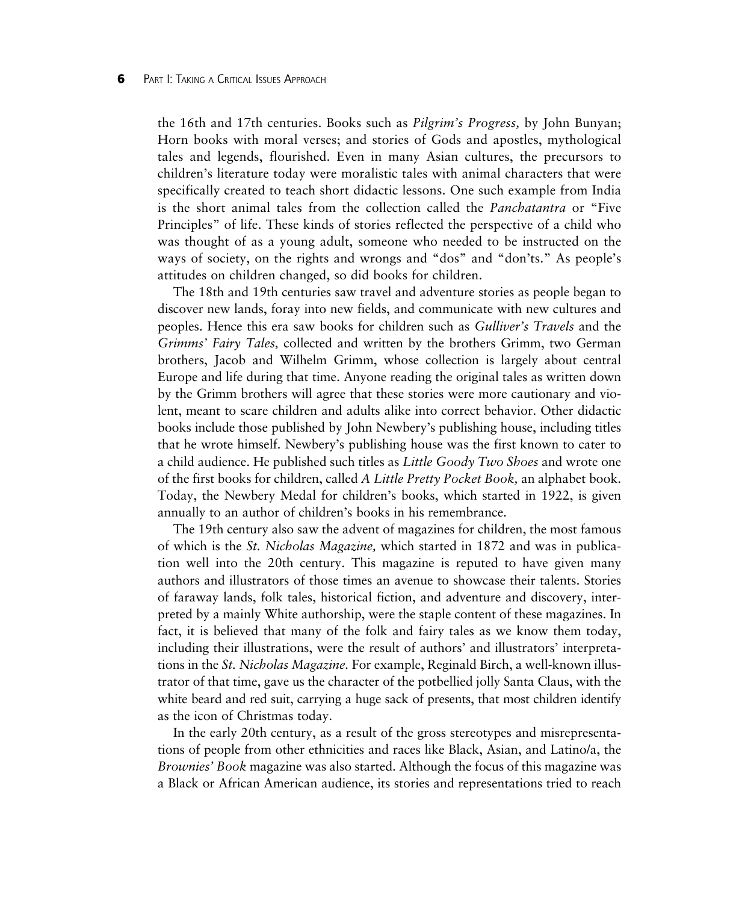the 16th and 17th centuries. Books such as *Pilgrim's Progress,* by John Bunyan; Horn books with moral verses; and stories of Gods and apostles, mythological tales and legends, flourished. Even in many Asian cultures, the precursors to children's literature today were moralistic tales with animal characters that were specifically created to teach short didactic lessons. One such example from India is the short animal tales from the collection called the *Panchatantra* or "Five Principles" of life. These kinds of stories reflected the perspective of a child who was thought of as a young adult, someone who needed to be instructed on the ways of society, on the rights and wrongs and "dos" and "don'ts." As people's attitudes on children changed, so did books for children.

The 18th and 19th centuries saw travel and adventure stories as people began to discover new lands, foray into new fields, and communicate with new cultures and peoples. Hence this era saw books for children such as *Gulliver's Travels* and the *Grimms' Fairy Tales,* collected and written by the brothers Grimm, two German brothers, Jacob and Wilhelm Grimm, whose collection is largely about central Europe and life during that time. Anyone reading the original tales as written down by the Grimm brothers will agree that these stories were more cautionary and violent, meant to scare children and adults alike into correct behavior. Other didactic books include those published by John Newbery's publishing house, including titles that he wrote himself. Newbery's publishing house was the first known to cater to a child audience. He published such titles as *Little Goody Two Shoes* and wrote one of the first books for children, called *A Little Pretty Pocket Book,* an alphabet book. Today, the Newbery Medal for children's books, which started in 1922, is given annually to an author of children's books in his remembrance.

The 19th century also saw the advent of magazines for children, the most famous of which is the *St. Nicholas Magazine,* which started in 1872 and was in publication well into the 20th century. This magazine is reputed to have given many authors and illustrators of those times an avenue to showcase their talents. Stories of faraway lands, folk tales, historical fiction, and adventure and discovery, interpreted by a mainly White authorship, were the staple content of these magazines. In fact, it is believed that many of the folk and fairy tales as we know them today, including their illustrations, were the result of authors' and illustrators' interpretations in the *St. Nicholas Magazine.* For example, Reginald Birch, a well-known illustrator of that time, gave us the character of the potbellied jolly Santa Claus, with the white beard and red suit, carrying a huge sack of presents, that most children identify as the icon of Christmas today.

In the early 20th century, as a result of the gross stereotypes and misrepresentations of people from other ethnicities and races like Black, Asian, and Latino/a, the *Brownies' Book* magazine was also started. Although the focus of this magazine was a Black or African American audience, its stories and representations tried to reach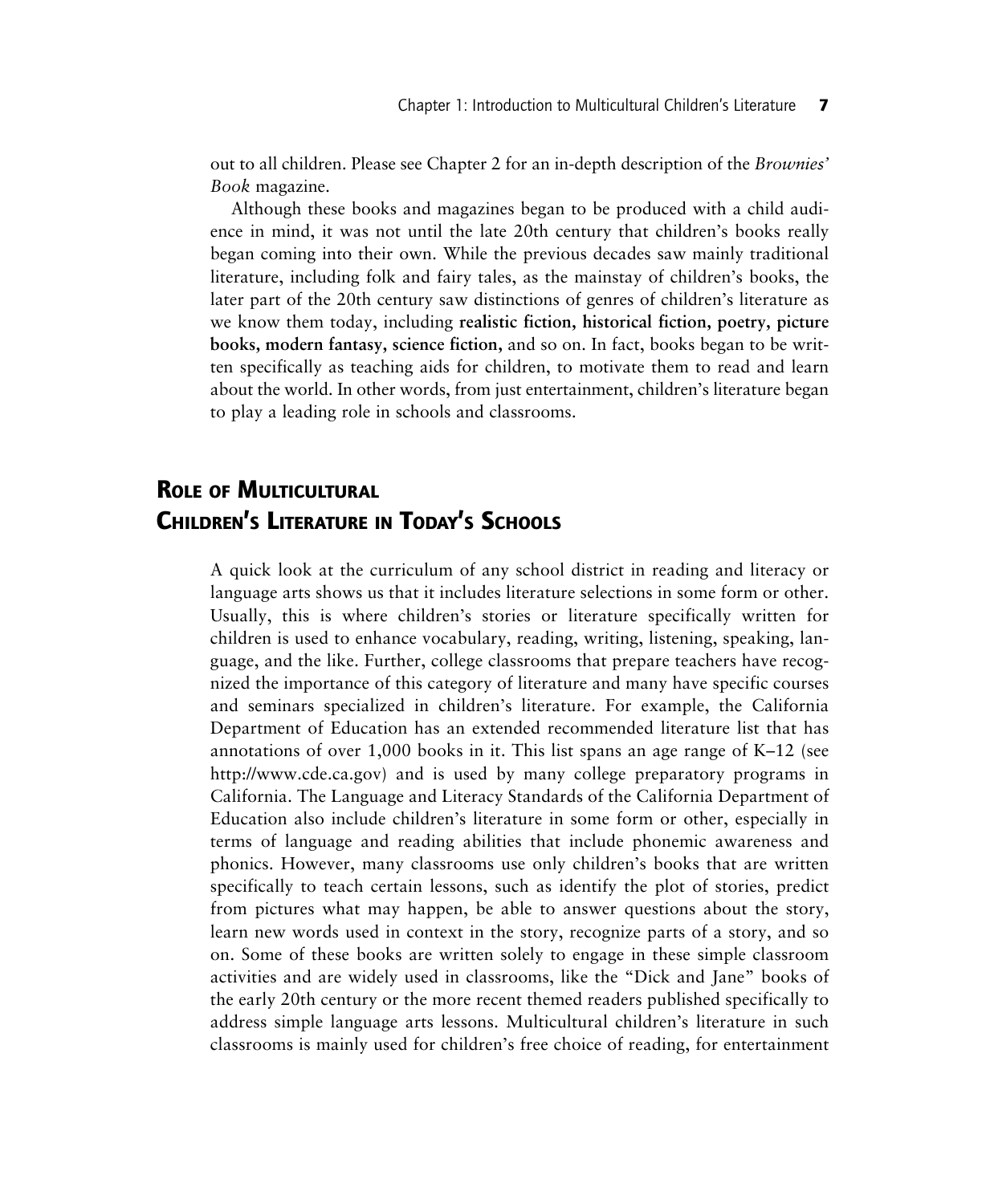out to all children. Please see Chapter 2 for an in-depth description of the *Brownies' Book* magazine.

Although these books and magazines began to be produced with a child audience in mind, it was not until the late 20th century that children's books really began coming into their own. While the previous decades saw mainly traditional literature, including folk and fairy tales, as the mainstay of children's books, the later part of the 20th century saw distinctions of genres of children's literature as we know them today, including **realistic fiction, historical fiction, poetry, picture books, modern fantasy, science fiction,** and so on. In fact, books began to be written specifically as teaching aids for children, to motivate them to read and learn about the world. In other words, from just entertainment, children's literature began to play a leading role in schools and classrooms.

## Role of Multicultural Children's Literature in Today's Schools

A quick look at the curriculum of any school district in reading and literacy or language arts shows us that it includes literature selections in some form or other. Usually, this is where children's stories or literature specifically written for children is used to enhance vocabulary, reading, writing, listening, speaking, language, and the like. Further, college classrooms that prepare teachers have recognized the importance of this category of literature and many have specific courses and seminars specialized in children's literature. For example, the California Department of Education has an extended recommended literature list that has annotations of over 1,000 books in it. This list spans an age range of K–12 (see http://www.cde.ca.gov) and is used by many college preparatory programs in California. The Language and Literacy Standards of the California Department of Education also include children's literature in some form or other, especially in terms of language and reading abilities that include phonemic awareness and phonics. However, many classrooms use only children's books that are written specifically to teach certain lessons, such as identify the plot of stories, predict from pictures what may happen, be able to answer questions about the story, learn new words used in context in the story, recognize parts of a story, and so on. Some of these books are written solely to engage in these simple classroom activities and are widely used in classrooms, like the "Dick and Jane" books of the early 20th century or the more recent themed readers published specifically to address simple language arts lessons. Multicultural children's literature in such classrooms is mainly used for children's free choice of reading, for entertainment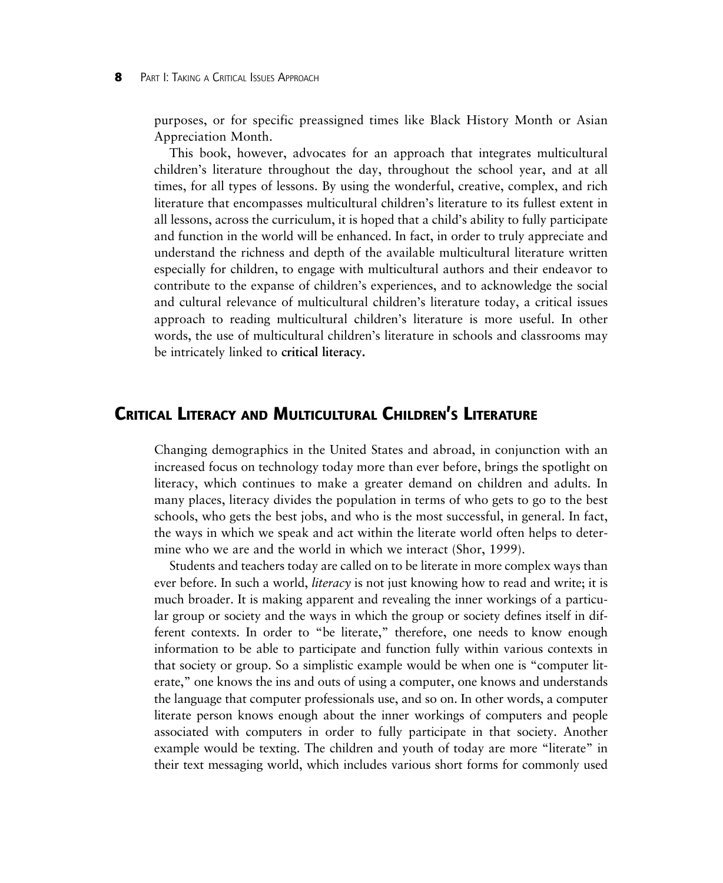purposes, or for specific preassigned times like Black History Month or Asian Appreciation Month.

This book, however, advocates for an approach that integrates multicultural children's literature throughout the day, throughout the school year, and at all times, for all types of lessons. By using the wonderful, creative, complex, and rich literature that encompasses multicultural children's literature to its fullest extent in all lessons, across the curriculum, it is hoped that a child's ability to fully participate and function in the world will be enhanced. In fact, in order to truly appreciate and understand the richness and depth of the available multicultural literature written especially for children, to engage with multicultural authors and their endeavor to contribute to the expanse of children's experiences, and to acknowledge the social and cultural relevance of multicultural children's literature today, a critical issues approach to reading multicultural children's literature is more useful. In other words, the use of multicultural children's literature in schools and classrooms may be intricately linked to **critical literacy.**

## CRITICAL LITERACY AND MULTICULTURAL CHILDREN'S LITERATURE

Changing demographics in the United States and abroad, in conjunction with an increased focus on technology today more than ever before, brings the spotlight on literacy, which continues to make a greater demand on children and adults. In many places, literacy divides the population in terms of who gets to go to the best schools, who gets the best jobs, and who is the most successful, in general. In fact, the ways in which we speak and act within the literate world often helps to determine who we are and the world in which we interact (Shor, 1999).

Students and teachers today are called on to be literate in more complex ways than ever before. In such a world, *literacy* is not just knowing how to read and write; it is much broader. It is making apparent and revealing the inner workings of a particular group or society and the ways in which the group or society defines itself in different contexts. In order to "be literate," therefore, one needs to know enough information to be able to participate and function fully within various contexts in that society or group. So a simplistic example would be when one is "computer literate," one knows the ins and outs of using a computer, one knows and understands the language that computer professionals use, and so on. In other words, a computer literate person knows enough about the inner workings of computers and people associated with computers in order to fully participate in that society. Another example would be texting. The children and youth of today are more "literate" in their text messaging world, which includes various short forms for commonly used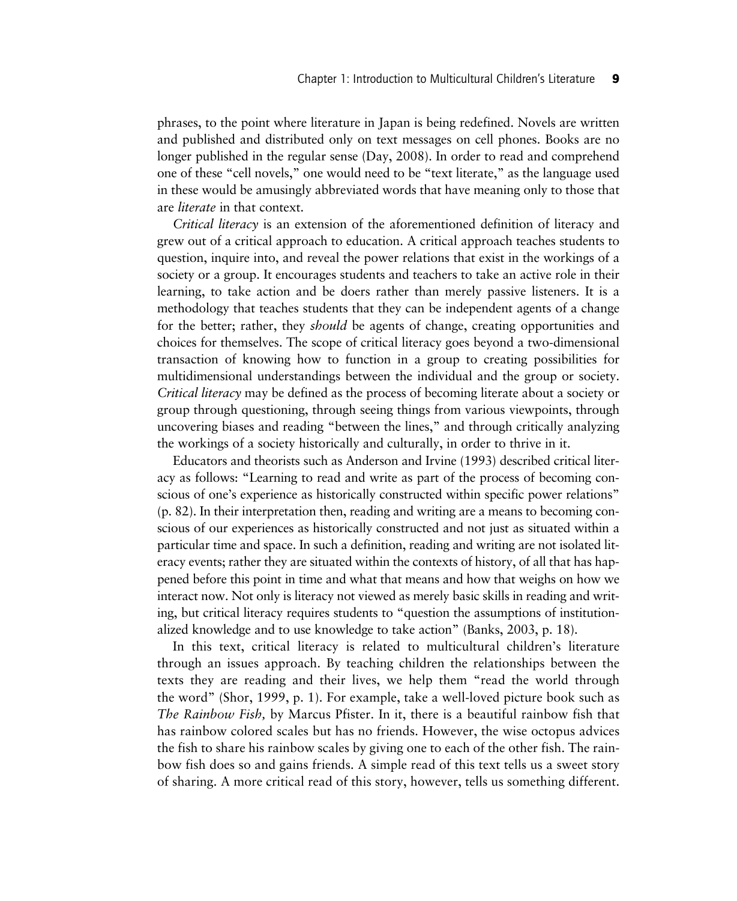phrases, to the point where literature in Japan is being redefined. Novels are written and published and distributed only on text messages on cell phones. Books are no longer published in the regular sense (Day, 2008). In order to read and comprehend one of these "cell novels," one would need to be "text literate," as the language used in these would be amusingly abbreviated words that have meaning only to those that are *literate* in that context.

*Critical literacy* is an extension of the aforementioned definition of literacy and grew out of a critical approach to education. A critical approach teaches students to question, inquire into, and reveal the power relations that exist in the workings of a society or a group. It encourages students and teachers to take an active role in their learning, to take action and be doers rather than merely passive listeners. It is a methodology that teaches students that they can be independent agents of a change for the better; rather, they *should* be agents of change, creating opportunities and choices for themselves. The scope of critical literacy goes beyond a two-dimensional transaction of knowing how to function in a group to creating possibilities for multidimensional understandings between the individual and the group or society. *Critical literacy* may be defined as the process of becoming literate about a society or group through questioning, through seeing things from various viewpoints, through uncovering biases and reading "between the lines," and through critically analyzing the workings of a society historically and culturally, in order to thrive in it.

Educators and theorists such as Anderson and Irvine (1993) described critical literacy as follows: "Learning to read and write as part of the process of becoming conscious of one's experience as historically constructed within specific power relations" (p. 82). In their interpretation then, reading and writing are a means to becoming conscious of our experiences as historically constructed and not just as situated within a particular time and space. In such a definition, reading and writing are not isolated literacy events; rather they are situated within the contexts of history, of all that has happened before this point in time and what that means and how that weighs on how we interact now. Not only is literacy not viewed as merely basic skills in reading and writing, but critical literacy requires students to "question the assumptions of institutionalized knowledge and to use knowledge to take action" (Banks, 2003, p. 18).

In this text, critical literacy is related to multicultural children's literature through an issues approach. By teaching children the relationships between the texts they are reading and their lives, we help them "read the world through the word" (Shor, 1999, p. 1). For example, take a well-loved picture book such as *The Rainbow Fish,* by Marcus Pfister. In it, there is a beautiful rainbow fish that has rainbow colored scales but has no friends. However, the wise octopus advices the fish to share his rainbow scales by giving one to each of the other fish. The rainbow fish does so and gains friends. A simple read of this text tells us a sweet story of sharing. A more critical read of this story, however, tells us something different.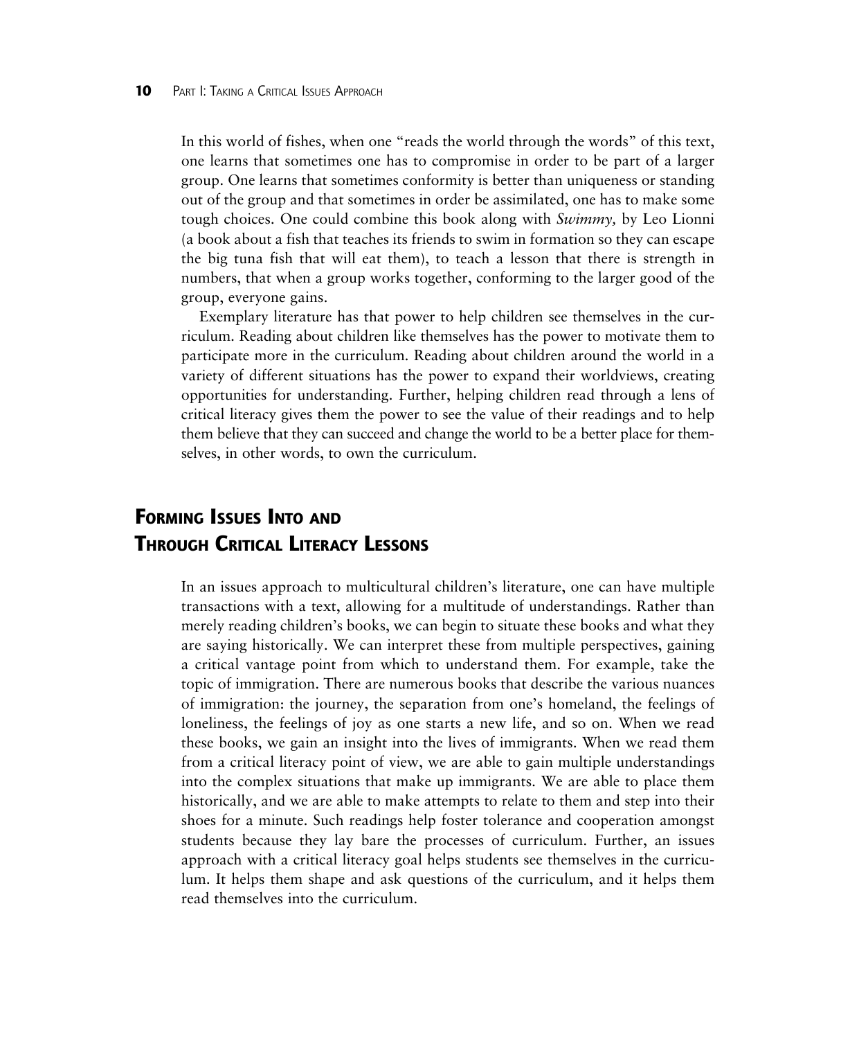In this world of fishes, when one "reads the world through the words" of this text, one learns that sometimes one has to compromise in order to be part of a larger group. One learns that sometimes conformity is better than uniqueness or standing out of the group and that sometimes in order be assimilated, one has to make some tough choices. One could combine this book along with *Swimmy,* by Leo Lionni (a book about a fish that teaches its friends to swim in formation so they can escape the big tuna fish that will eat them), to teach a lesson that there is strength in numbers, that when a group works together, conforming to the larger good of the group, everyone gains.

Exemplary literature has that power to help children see themselves in the curriculum. Reading about children like themselves has the power to motivate them to participate more in the curriculum. Reading about children around the world in a variety of different situations has the power to expand their worldviews, creating opportunities for understanding. Further, helping children read through a lens of critical literacy gives them the power to see the value of their readings and to help them believe that they can succeed and change the world to be a better place for themselves, in other words, to own the curriculum.

## Forming Issues Into and Through Critical Literacy Lessons

In an issues approach to multicultural children's literature, one can have multiple transactions with a text, allowing for a multitude of understandings. Rather than merely reading children's books, we can begin to situate these books and what they are saying historically. We can interpret these from multiple perspectives, gaining a critical vantage point from which to understand them. For example, take the topic of immigration. There are numerous books that describe the various nuances of immigration: the journey, the separation from one's homeland, the feelings of loneliness, the feelings of joy as one starts a new life, and so on. When we read these books, we gain an insight into the lives of immigrants. When we read them from a critical literacy point of view, we are able to gain multiple understandings into the complex situations that make up immigrants. We are able to place them historically, and we are able to make attempts to relate to them and step into their shoes for a minute. Such readings help foster tolerance and cooperation amongst students because they lay bare the processes of curriculum. Further, an issues approach with a critical literacy goal helps students see themselves in the curriculum. It helps them shape and ask questions of the curriculum, and it helps them read themselves into the curriculum.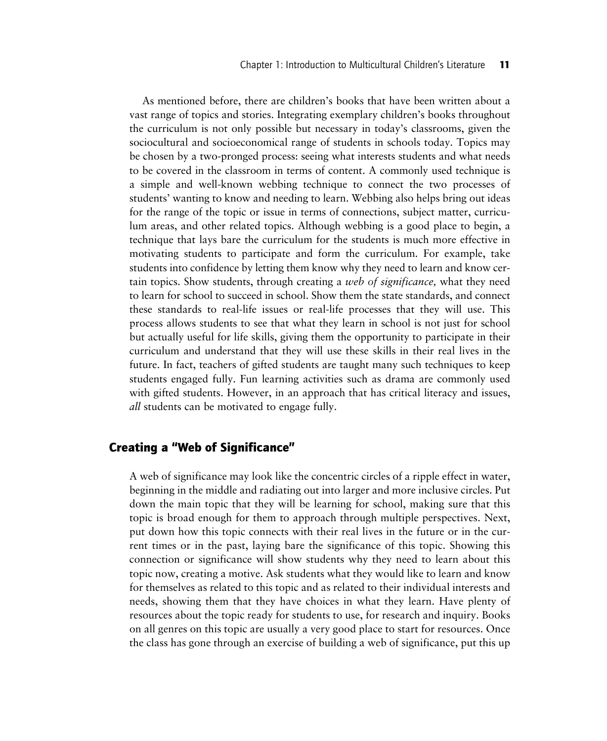As mentioned before, there are children's books that have been written about a vast range of topics and stories. Integrating exemplary children's books throughout the curriculum is not only possible but necessary in today's classrooms, given the sociocultural and socioeconomical range of students in schools today. Topics may be chosen by a two-pronged process: seeing what interests students and what needs to be covered in the classroom in terms of content. A commonly used technique is a simple and well-known webbing technique to connect the two processes of students' wanting to know and needing to learn. Webbing also helps bring out ideas for the range of the topic or issue in terms of connections, subject matter, curriculum areas, and other related topics. Although webbing is a good place to begin, a technique that lays bare the curriculum for the students is much more effective in motivating students to participate and form the curriculum. For example, take students into confidence by letting them know why they need to learn and know certain topics. Show students, through creating a *web of significance,* what they need to learn for school to succeed in school. Show them the state standards, and connect these standards to real-life issues or real-life processes that they will use. This process allows students to see that what they learn in school is not just for school but actually useful for life skills, giving them the opportunity to participate in their curriculum and understand that they will use these skills in their real lives in the future. In fact, teachers of gifted students are taught many such techniques to keep students engaged fully. Fun learning activities such as drama are commonly used with gifted students. However, in an approach that has critical literacy and issues, *all* students can be motivated to engage fully.

## Creating a "Web of Significance"

A web of significance may look like the concentric circles of a ripple effect in water, beginning in the middle and radiating out into larger and more inclusive circles. Put down the main topic that they will be learning for school, making sure that this topic is broad enough for them to approach through multiple perspectives. Next, put down how this topic connects with their real lives in the future or in the current times or in the past, laying bare the significance of this topic. Showing this connection or significance will show students why they need to learn about this topic now, creating a motive. Ask students what they would like to learn and know for themselves as related to this topic and as related to their individual interests and needs, showing them that they have choices in what they learn. Have plenty of resources about the topic ready for students to use, for research and inquiry. Books on all genres on this topic are usually a very good place to start for resources. Once the class has gone through an exercise of building a web of significance, put this up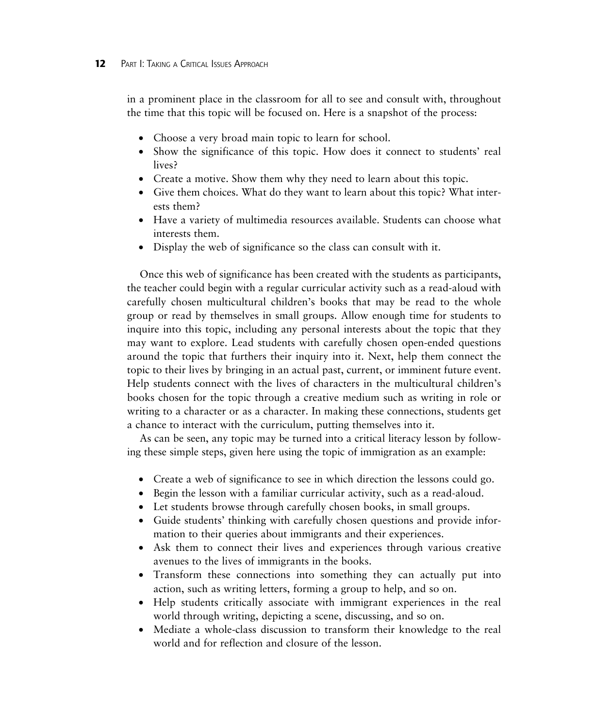in a prominent place in the classroom for all to see and consult with, throughout the time that this topic will be focused on. Here is a snapshot of the process:

- Choose a very broad main topic to learn for school.
- Show the significance of this topic. How does it connect to students' real lives?
- Create a motive. Show them why they need to learn about this topic.
- Give them choices. What do they want to learn about this topic? What interests them?
- Have a variety of multimedia resources available. Students can choose what interests them.
- Display the web of significance so the class can consult with it.

Once this web of significance has been created with the students as participants, the teacher could begin with a regular curricular activity such as a read-aloud with carefully chosen multicultural children's books that may be read to the whole group or read by themselves in small groups. Allow enough time for students to inquire into this topic, including any personal interests about the topic that they may want to explore. Lead students with carefully chosen open-ended questions around the topic that furthers their inquiry into it. Next, help them connect the topic to their lives by bringing in an actual past, current, or imminent future event. Help students connect with the lives of characters in the multicultural children's books chosen for the topic through a creative medium such as writing in role or writing to a character or as a character. In making these connections, students get a chance to interact with the curriculum, putting themselves into it.

As can be seen, any topic may be turned into a critical literacy lesson by following these simple steps, given here using the topic of immigration as an example:

- Create a web of significance to see in which direction the lessons could go.
- Begin the lesson with a familiar curricular activity, such as a read-aloud.
- Let students browse through carefully chosen books, in small groups.
- Guide students' thinking with carefully chosen questions and provide information to their queries about immigrants and their experiences.
- Ask them to connect their lives and experiences through various creative avenues to the lives of immigrants in the books.
- Transform these connections into something they can actually put into action, such as writing letters, forming a group to help, and so on.
- Help students critically associate with immigrant experiences in the real world through writing, depicting a scene, discussing, and so on.
- Mediate a whole-class discussion to transform their knowledge to the real world and for reflection and closure of the lesson.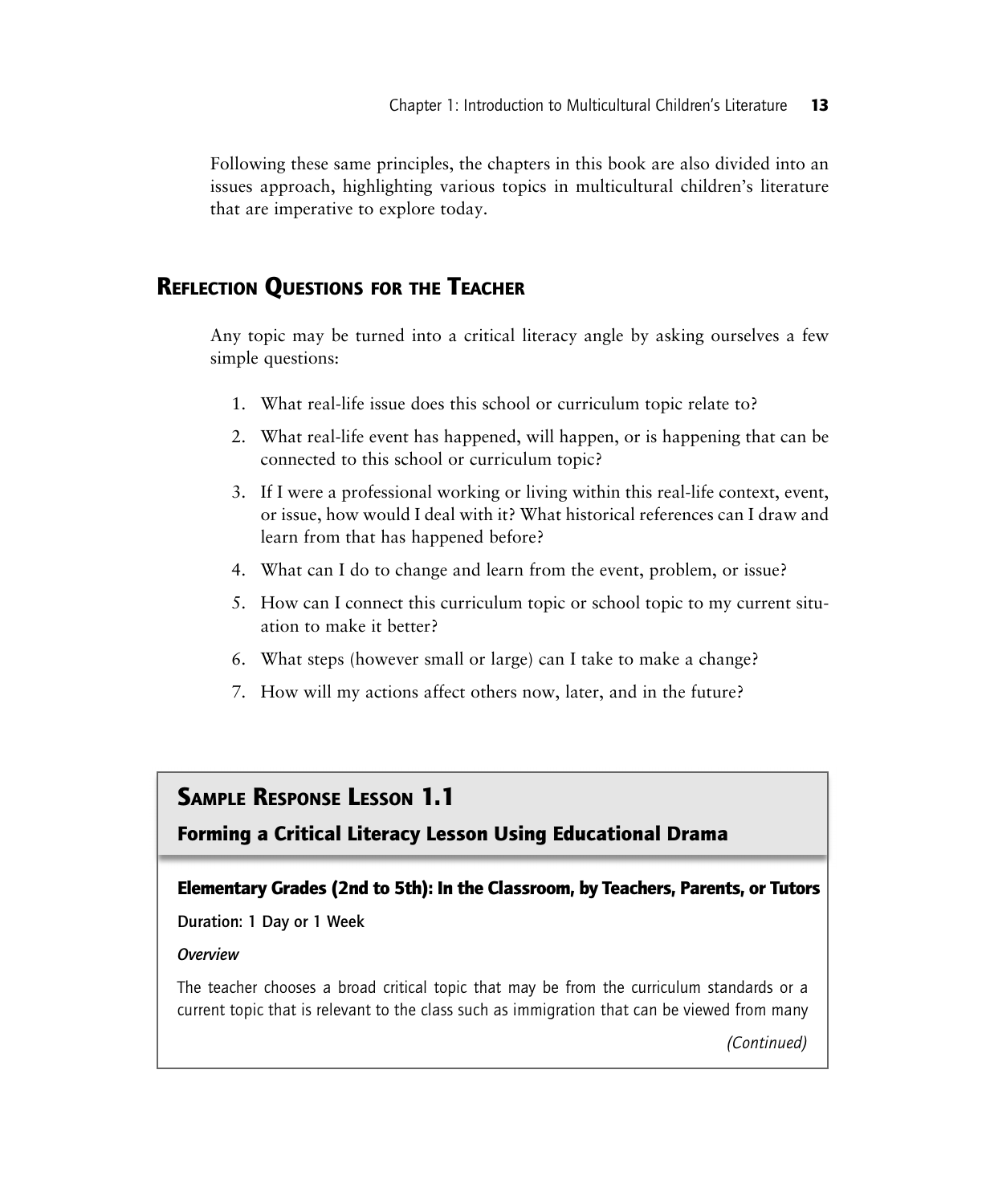Following these same principles, the chapters in this book are also divided into an issues approach, highlighting various topics in multicultural children's literature that are imperative to explore today.

## Reflection Questions for the Teacher

Any topic may be turned into a critical literacy angle by asking ourselves a few simple questions:

1. What real-life issue does this school or curriculum topic relate to?
2. What real-life event has happened, will happen, or is happening that can be connected to this school or curriculum topic?
3. If I were a professional working or living within this real-life context, event, or issue, how would I deal with it? What historical references can I draw and learn from that has happened before?
4. What can I do to change and learn from the event, problem, or issue?
5. How can I connect this curriculum topic or school topic to my current situation to make it better?
6. What steps (however small or large) can I take to make a change?
7. How will my actions affect others now, later, and in the future?

## Sample Response Lesson 1.1

### Forming a Critical Literacy Lesson Using Educational Drama

#### Elementary Grades (2nd to 5th): In the Classroom, by Teachers, Parents, or Tutors

**Duration: 1 Day or 1 Week**

***Overview***

The teacher chooses a broad critical topic that may be from the curriculum standards or a current topic that is relevant to the class such as immigration that can be viewed from many

*(Continued)*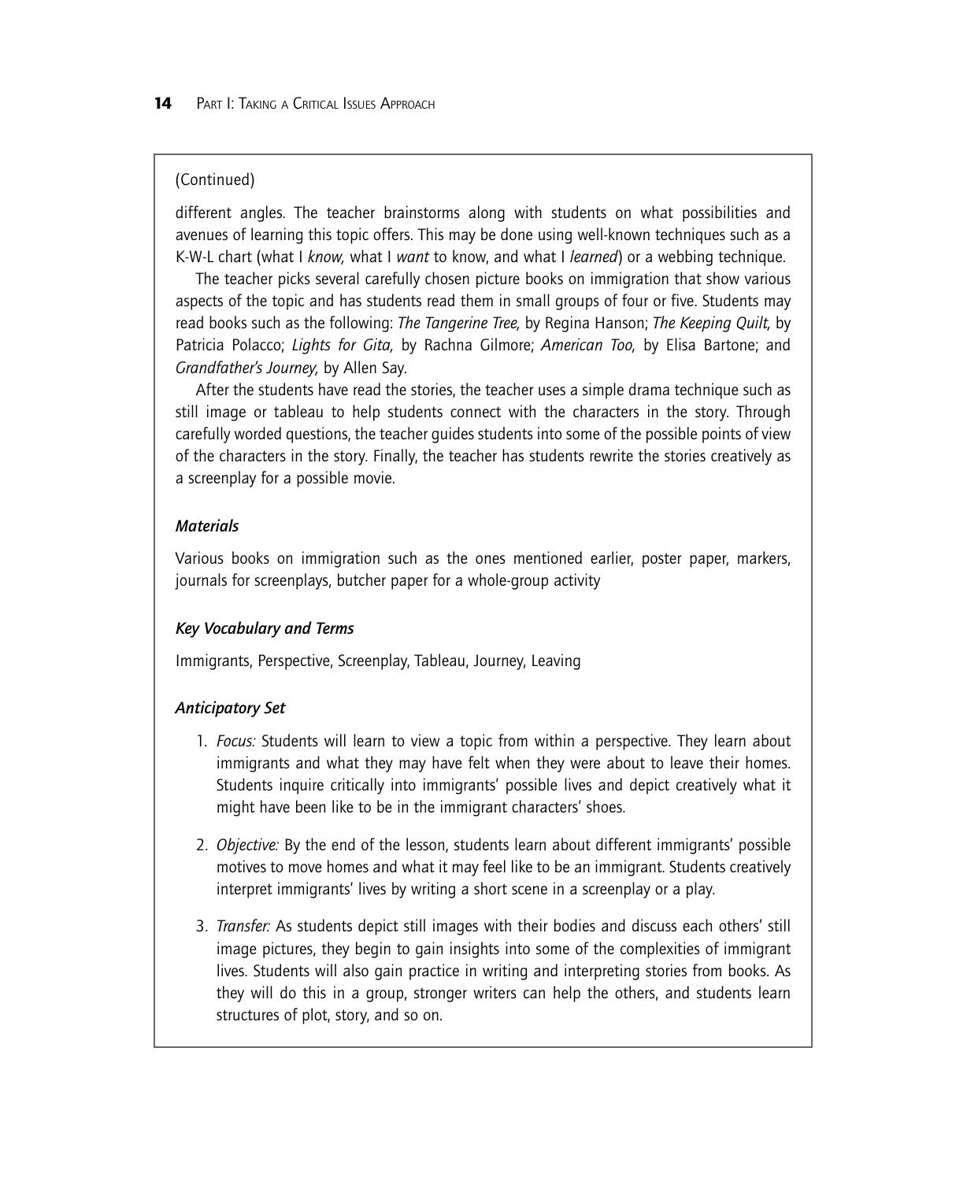(Continued)

different angles. The teacher brainstorms along with students on what possibilities and avenues of learning this topic offers. This may be done using well-known techniques such as a K-W-L chart (what I *know,* what I *want* to know, and what I *learned*) or a webbing technique.

The teacher picks several carefully chosen picture books on immigration that show various aspects of the topic and has students read them in small groups of four or five. Students may read books such as the following: *The Tangerine Tree,* by Regina Hanson; *The Keeping Quilt,* by Patricia Polacco; *Lights for Gita,* by Rachna Gilmore; *American Too,* by Elisa Bartone; and *Grandfather's Journey,* by Allen Say.

After the students have read the stories, the teacher uses a simple drama technique such as still image or tableau to help students connect with the characters in the story. Through carefully worded questions, the teacher guides students into some of the possible points of view of the characters in the story. Finally, the teacher has students rewrite the stories creatively as a screenplay for a possible movie.

***Materials***

Various books on immigration such as the ones mentioned earlier, poster paper, markers, journals for screenplays, butcher paper for a whole-group activity

***Key Vocabulary and Terms***

Immigrants, Perspective, Screenplay, Tableau, Journey, Leaving

***Anticipatory Set***

1. *Focus:* Students will learn to view a topic from within a perspective. They learn about immigrants and what they may have felt when they were about to leave their homes. Students inquire critically into immigrants' possible lives and depict creatively what it might have been like to be in the immigrant characters' shoes.

2. *Objective:* By the end of the lesson, students learn about different immigrants' possible motives to move homes and what it may feel like to be an immigrant. Students creatively interpret immigrants' lives by writing a short scene in a screenplay or a play.

3. *Transfer:* As students depict still images with their bodies and discuss each others' still image pictures, they begin to gain insights into some of the complexities of immigrant lives. Students will also gain practice in writing and interpreting stories from books. As they will do this in a group, stronger writers can help the others, and students learn structures of plot, story, and so on.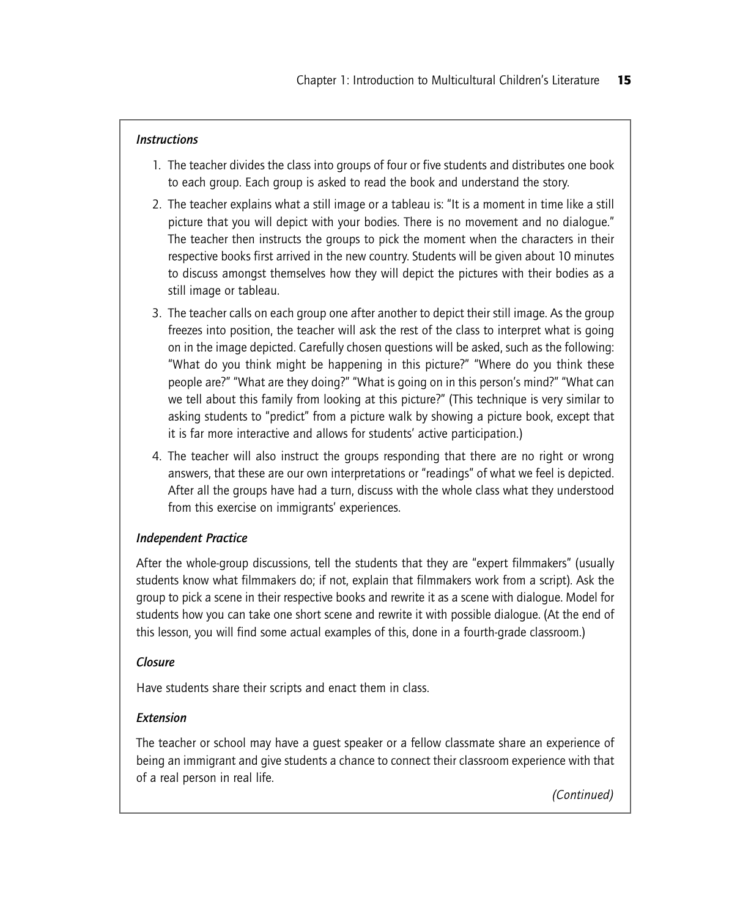### *Instructions*

1. The teacher divides the class into groups of four or five students and distributes one book to each group. Each group is asked to read the book and understand the story.
2. The teacher explains what a still image or a tableau is: "It is a moment in time like a still picture that you will depict with your bodies. There is no movement and no dialogue." The teacher then instructs the groups to pick the moment when the characters in their respective books first arrived in the new country. Students will be given about 10 minutes to discuss amongst themselves how they will depict the pictures with their bodies as a still image or tableau.
3. The teacher calls on each group one after another to depict their still image. As the group freezes into position, the teacher will ask the rest of the class to interpret what is going on in the image depicted. Carefully chosen questions will be asked, such as the following: "What do you think might be happening in this picture?" "Where do you think these people are?" "What are they doing?" "What is going on in this person's mind?" "What can we tell about this family from looking at this picture?" (This technique is very similar to asking students to "predict" from a picture walk by showing a picture book, except that it is far more interactive and allows for students' active participation.)
4. The teacher will also instruct the groups responding that there are no right or wrong answers, that these are our own interpretations or "readings" of what we feel is depicted. After all the groups have had a turn, discuss with the whole class what they understood from this exercise on immigrants' experiences.

### *Independent Practice*

After the whole-group discussions, tell the students that they are "expert filmmakers" (usually students know what filmmakers do; if not, explain that filmmakers work from a script). Ask the group to pick a scene in their respective books and rewrite it as a scene with dialogue. Model for students how you can take one short scene and rewrite it with possible dialogue. (At the end of this lesson, you will find some actual examples of this, done in a fourth-grade classroom.)

### *Closure*

Have students share their scripts and enact them in class.

### *Extension*

The teacher or school may have a guest speaker or a fellow classmate share an experience of being an immigrant and give students a chance to connect their classroom experience with that of a real person in real life.

*(Continued)*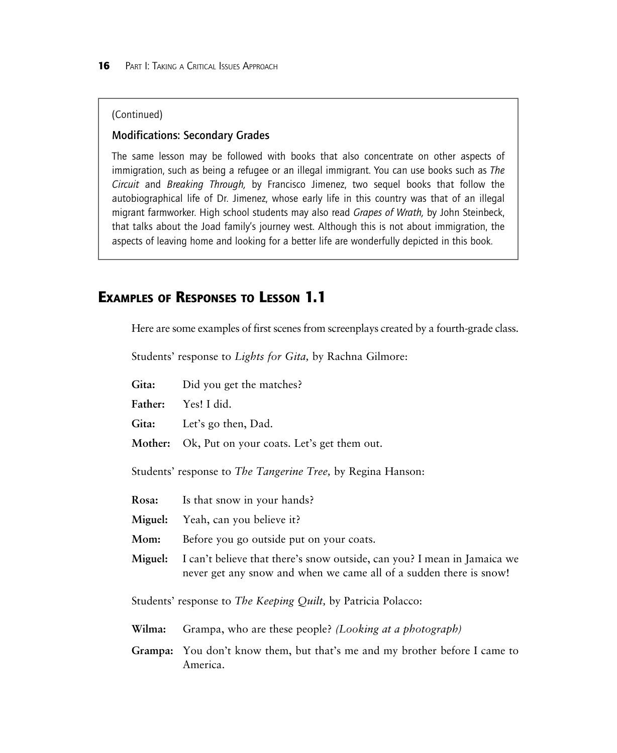(Continued)

### Modifications: Secondary Grades

The same lesson may be followed with books that also concentrate on other aspects of immigration, such as being a refugee or an illegal immigrant. You can use books such as *The Circuit* and *Breaking Through,* by Francisco Jimenez, two sequel books that follow the autobiographical life of Dr. Jimenez, whose early life in this country was that of an illegal migrant farmworker. High school students may also read *Grapes of Wrath,* by John Steinbeck, that talks about the Joad family's journey west. Although this is not about immigration, the aspects of leaving home and looking for a better life are wonderfully depicted in this book.

## Examples of Responses to Lesson 1.1

Here are some examples of first scenes from screenplays created by a fourth-grade class.

Students' response to *Lights for Gita,* by Rachna Gilmore:

**Gita:** Did you get the matches?

**Father:** Yes! I did.

**Gita:** Let's go then, Dad.

**Mother:** Ok, Put on your coats. Let's get them out.

Students' response to *The Tangerine Tree,* by Regina Hanson:

**Rosa:** Is that snow in your hands?

**Miguel:** Yeah, can you believe it?

**Mom:** Before you go outside put on your coats.

**Miguel:** I can't believe that there's snow outside, can you? I mean in Jamaica we never get any snow and when we came all of a sudden there is snow!

Students' response to *The Keeping Quilt,* by Patricia Polacco:

**Wilma:** Grampa, who are these people? *(Looking at a photograph)*

**Grampa:** You don't know them, but that's me and my brother before I came to America.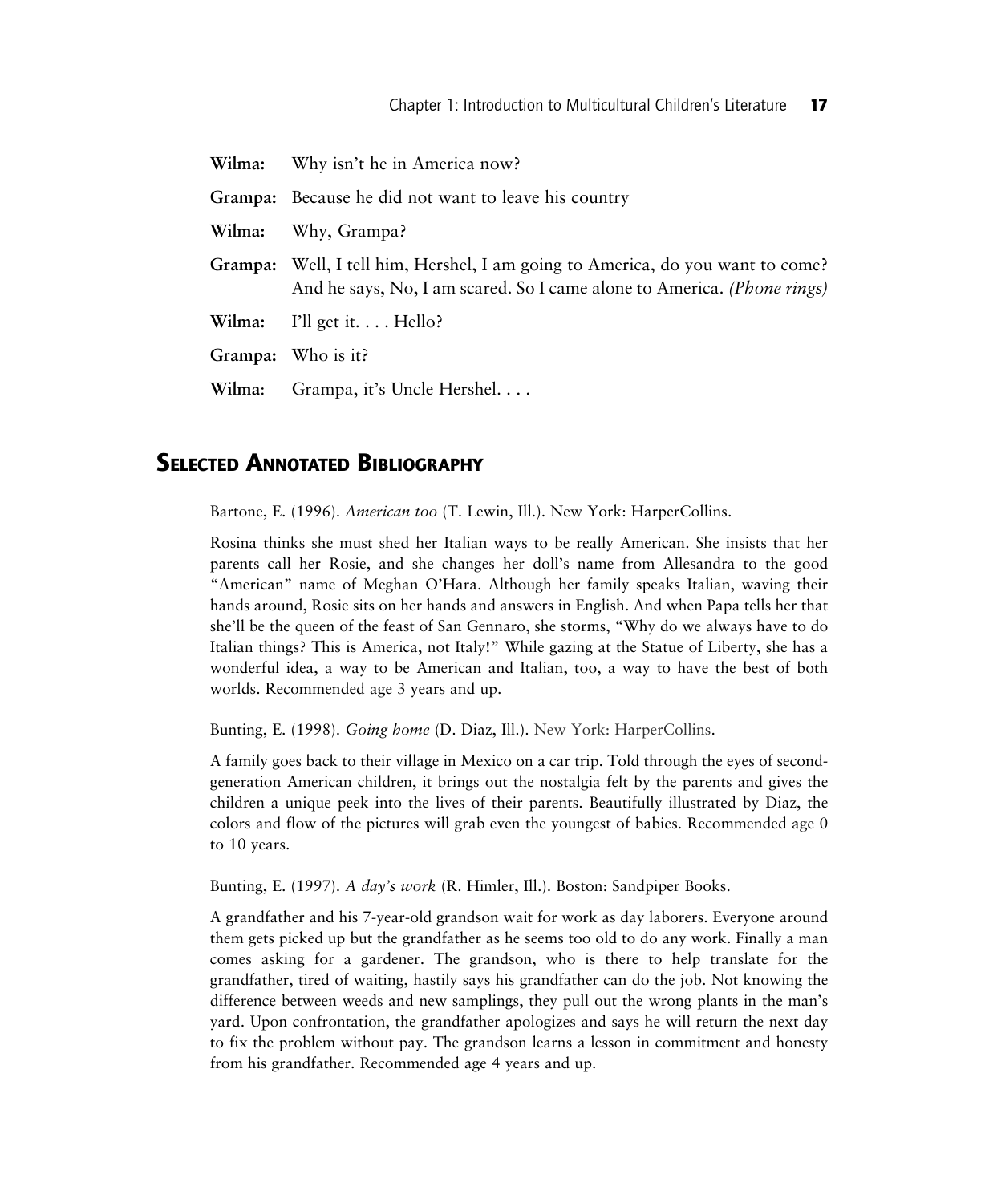**Wilma:** Why isn't he in America now?

**Grampa:** Because he did not want to leave his country

**Wilma:** Why, Grampa?

**Grampa:** Well, I tell him, Hershel, I am going to America, do you want to come? And he says, No, I am scared. So I came alone to America. *(Phone rings)*

**Wilma:** I'll get it. . . . Hello?

**Grampa:** Who is it?

**Wilma**: Grampa, it's Uncle Hershel. . . .

## Selected Annotated Bibliography

Bartone, E. (1996). *American too* (T. Lewin, Ill.). New York: HarperCollins.

Rosina thinks she must shed her Italian ways to be really American. She insists that her parents call her Rosie, and she changes her doll's name from Allesandra to the good "American" name of Meghan O'Hara. Although her family speaks Italian, waving their hands around, Rosie sits on her hands and answers in English. And when Papa tells her that she'll be the queen of the feast of San Gennaro, she storms, "Why do we always have to do Italian things? This is America, not Italy!" While gazing at the Statue of Liberty, she has a wonderful idea, a way to be American and Italian, too, a way to have the best of both worlds. Recommended age 3 years and up.

Bunting, E. (1998). *Going home* (D. Diaz, Ill.). New York: HarperCollins.

A family goes back to their village in Mexico on a car trip. Told through the eyes of second-generation American children, it brings out the nostalgia felt by the parents and gives the children a unique peek into the lives of their parents. Beautifully illustrated by Diaz, the colors and flow of the pictures will grab even the youngest of babies. Recommended age 0 to 10 years.

Bunting, E. (1997). *A day's work* (R. Himler, Ill.). Boston: Sandpiper Books.

A grandfather and his 7-year-old grandson wait for work as day laborers. Everyone around them gets picked up but the grandfather as he seems too old to do any work. Finally a man comes asking for a gardener. The grandson, who is there to help translate for the grandfather, tired of waiting, hastily says his grandfather can do the job. Not knowing the difference between weeds and new samplings, they pull out the wrong plants in the man's yard. Upon confrontation, the grandfather apologizes and says he will return the next day to fix the problem without pay. The grandson learns a lesson in commitment and honesty from his grandfather. Recommended age 4 years and up.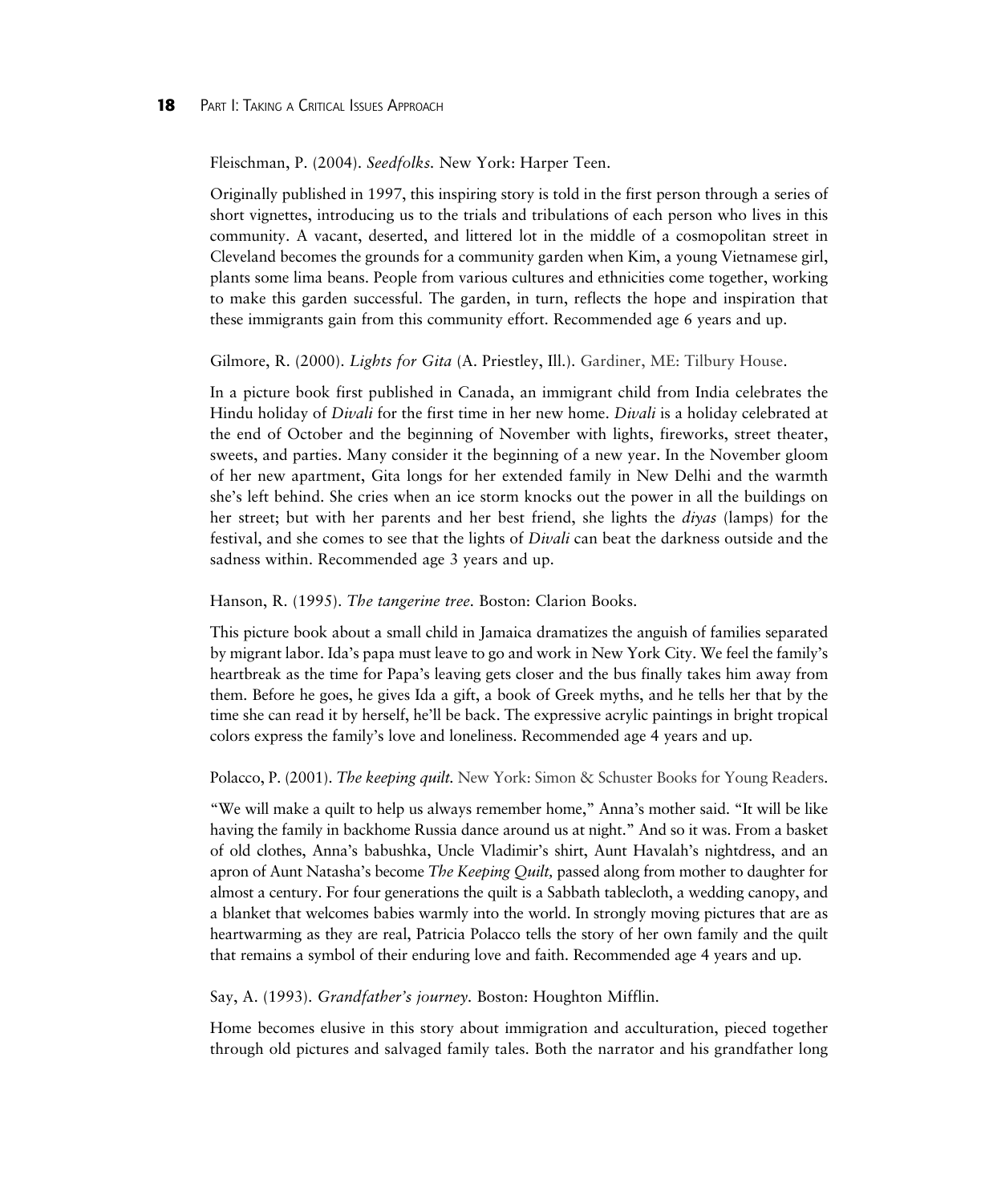Fleischman, P. (2004). *Seedfolks.* New York: Harper Teen.

Originally published in 1997, this inspiring story is told in the first person through a series of short vignettes, introducing us to the trials and tribulations of each person who lives in this community. A vacant, deserted, and littered lot in the middle of a cosmopolitan street in Cleveland becomes the grounds for a community garden when Kim, a young Vietnamese girl, plants some lima beans. People from various cultures and ethnicities come together, working to make this garden successful. The garden, in turn, reflects the hope and inspiration that these immigrants gain from this community effort. Recommended age 6 years and up.

Gilmore, R. (2000). *Lights for Gita* (A. Priestley, Ill.). Gardiner, ME: Tilbury House.

In a picture book first published in Canada, an immigrant child from India celebrates the Hindu holiday of *Divali* for the first time in her new home. *Divali* is a holiday celebrated at the end of October and the beginning of November with lights, fireworks, street theater, sweets, and parties. Many consider it the beginning of a new year. In the November gloom of her new apartment, Gita longs for her extended family in New Delhi and the warmth she's left behind. She cries when an ice storm knocks out the power in all the buildings on her street; but with her parents and her best friend, she lights the *diyas* (lamps) for the festival, and she comes to see that the lights of *Divali* can beat the darkness outside and the sadness within. Recommended age 3 years and up.

Hanson, R. (1995). *The tangerine tree.* Boston: Clarion Books.

This picture book about a small child in Jamaica dramatizes the anguish of families separated by migrant labor. Ida's papa must leave to go and work in New York City. We feel the family's heartbreak as the time for Papa's leaving gets closer and the bus finally takes him away from them. Before he goes, he gives Ida a gift, a book of Greek myths, and he tells her that by the time she can read it by herself, he'll be back. The expressive acrylic paintings in bright tropical colors express the family's love and loneliness. Recommended age 4 years and up.

Polacco, P. (2001). *The keeping quilt.* New York: Simon & Schuster Books for Young Readers.

"We will make a quilt to help us always remember home," Anna's mother said. "It will be like having the family in backhome Russia dance around us at night." And so it was. From a basket of old clothes, Anna's babushka, Uncle Vladimir's shirt, Aunt Havalah's nightdress, and an apron of Aunt Natasha's become *The Keeping Quilt,* passed along from mother to daughter for almost a century. For four generations the quilt is a Sabbath tablecloth, a wedding canopy, and a blanket that welcomes babies warmly into the world. In strongly moving pictures that are as heartwarming as they are real, Patricia Polacco tells the story of her own family and the quilt that remains a symbol of their enduring love and faith. Recommended age 4 years and up.

Say, A. (1993). *Grandfather's journey.* Boston: Houghton Mifflin.

Home becomes elusive in this story about immigration and acculturation, pieced together through old pictures and salvaged family tales. Both the narrator and his grandfather long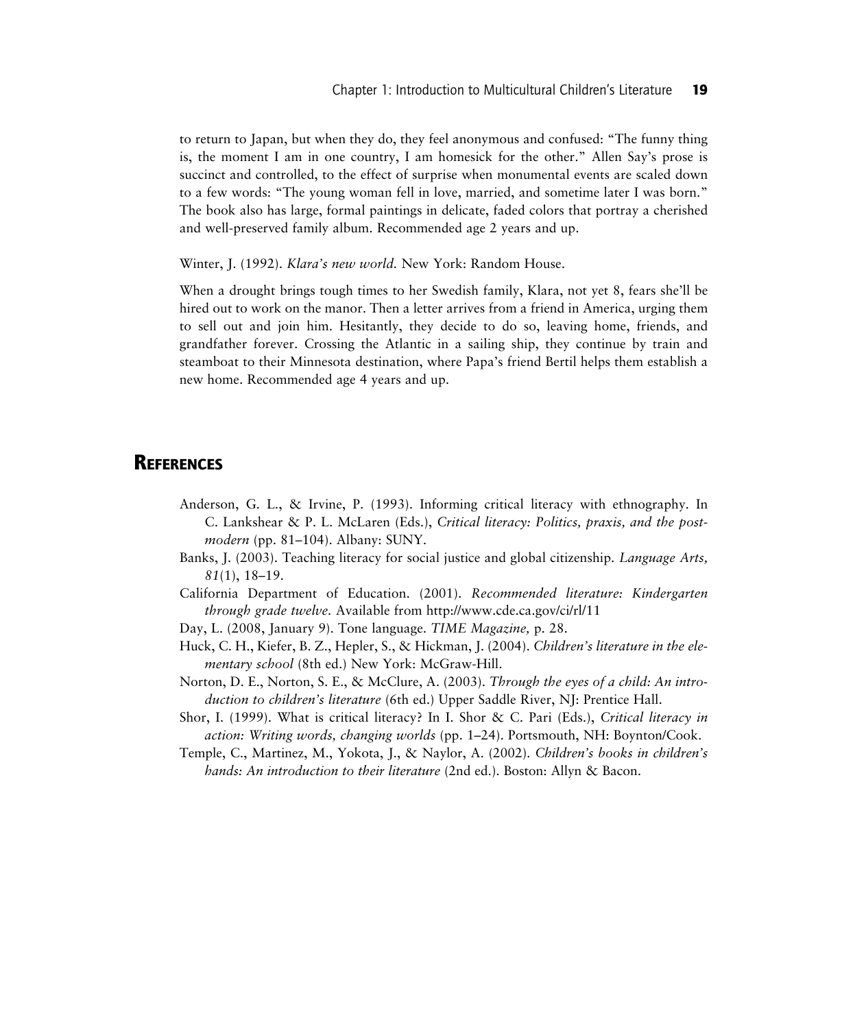to return to Japan, but when they do, they feel anonymous and confused: "The funny thing is, the moment I am in one country, I am homesick for the other." Allen Say's prose is succinct and controlled, to the effect of surprise when monumental events are scaled down to a few words: "The young woman fell in love, married, and sometime later I was born." The book also has large, formal paintings in delicate, faded colors that portray a cherished and well-preserved family album. Recommended age 2 years and up.

Winter, J. (1992). *Klara's new world.* New York: Random House.

When a drought brings tough times to her Swedish family, Klara, not yet 8, fears she'll be hired out to work on the manor. Then a letter arrives from a friend in America, urging them to sell out and join him. Hesitantly, they decide to do so, leaving home, friends, and grandfather forever. Crossing the Atlantic in a sailing ship, they continue by train and steamboat to their Minnesota destination, where Papa's friend Bertil helps them establish a new home. Recommended age 4 years and up.

## References

Anderson, G. L., & Irvine, P. (1993). Informing critical literacy with ethnography. In C. Lankshear & P. L. McLaren (Eds.), *Critical literacy: Politics, praxis, and the postmodern* (pp. 81–104). Albany: SUNY.

Banks, J. (2003). Teaching literacy for social justice and global citizenship. *Language Arts, 81*(1), 18–19.

California Department of Education. (2001). *Recommended literature: Kindergarten through grade twelve.* Available from http://www.cde.ca.gov/ci/rl/11

Day, L. (2008, January 9). Tone language. *TIME Magazine,* p. 28.

Huck, C. H., Kiefer, B. Z., Hepler, S., & Hickman, J. (2004). *Children's literature in the elementary school* (8th ed.) New York: McGraw-Hill.

Norton, D. E., Norton, S. E., & McClure, A. (2003). *Through the eyes of a child: An introduction to children's literature* (6th ed.) Upper Saddle River, NJ: Prentice Hall.

Shor, I. (1999). What is critical literacy? In I. Shor & C. Pari (Eds.), *Critical literacy in action: Writing words, changing worlds* (pp. 1–24). Portsmouth, NH: Boynton/Cook.

Temple, C., Martinez, M., Yokota, J., & Naylor, A. (2002). *Children's books in children's hands: An introduction to their literature* (2nd ed.). Boston: Allyn & Bacon.